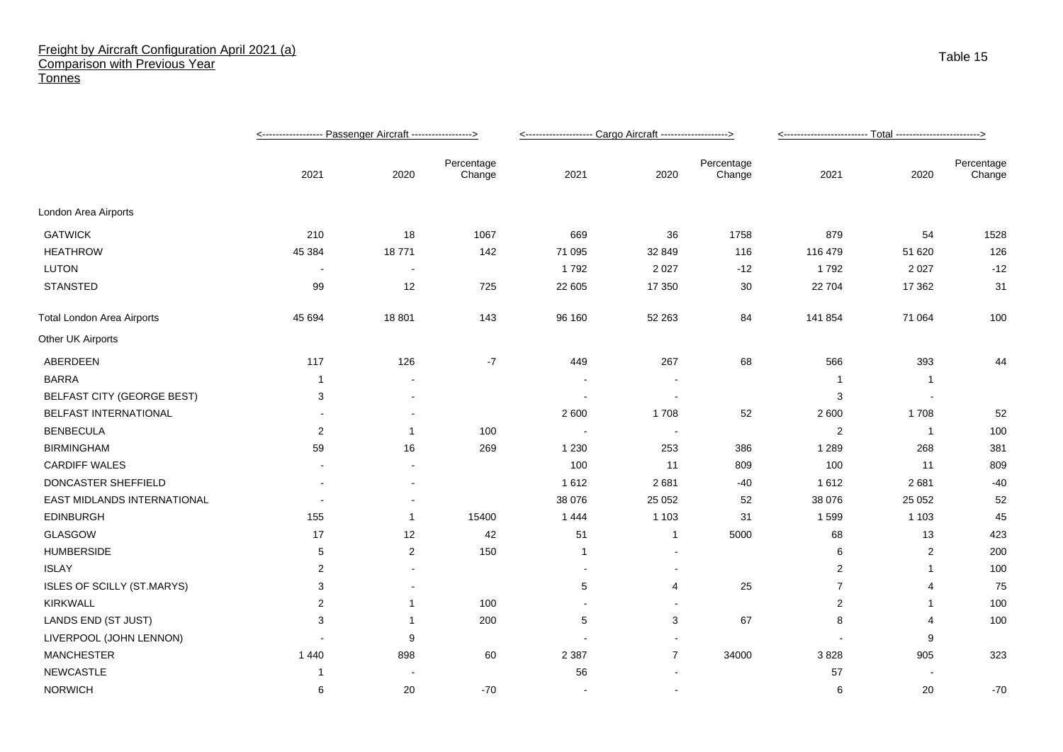# Freight by Aircraft Configuration April 2021 (a)
## Comparison with Previous Year
### Tonnes

Table 15

| | Passenger Aircraft | | | Cargo Aircraft | | | Total | | |
|---|---|---|---|---|---|---|---|---|---|
| | 2021 | 2020 | Percentage Change | 2021 | 2020 | Percentage Change | 2021 | 2020 | Percentage Change |
| London Area Airports | | | | | | | | | |
| GATWICK | 210 | 18 | 1067 | 669 | 36 | 1758 | 879 | 54 | 1528 |
| HEATHROW | 45 384 | 18 771 | 142 | 71 095 | 32 849 | 116 | 116 479 | 51 620 | 126 |
| LUTON | - | - | | 1 792 | 2 027 | -12 | 1 792 | 2 027 | -12 |
| STANSTED | 99 | 12 | 725 | 22 605 | 17 350 | 30 | 22 704 | 17 362 | 31 |
| Total London Area Airports | 45 694 | 18 801 | 143 | 96 160 | 52 263 | 84 | 141 854 | 71 064 | 100 |
| Other UK Airports | | | | | | | | | |
| ABERDEEN | 117 | 126 | -7 | 449 | 267 | 68 | 566 | 393 | 44 |
| BARRA | 1 | - | | - | - | | 1 | 1 | |
| BELFAST CITY (GEORGE BEST) | 3 | - | | - | - | | 3 | - | |
| BELFAST INTERNATIONAL | - | - | | 2 600 | 1 708 | 52 | 2 600 | 1 708 | 52 |
| BENBECULA | 2 | 1 | 100 | - | - | | 2 | 1 | 100 |
| BIRMINGHAM | 59 | 16 | 269 | 1 230 | 253 | 386 | 1 289 | 268 | 381 |
| CARDIFF WALES | - | - | | 100 | 11 | 809 | 100 | 11 | 809 |
| DONCASTER SHEFFIELD | - | - | | 1 612 | 2 681 | -40 | 1 612 | 2 681 | -40 |
| EAST MIDLANDS INTERNATIONAL | - | - | | 38 076 | 25 052 | 52 | 38 076 | 25 052 | 52 |
| EDINBURGH | 155 | 1 | 15400 | 1 444 | 1 103 | 31 | 1 599 | 1 103 | 45 |
| GLASGOW | 17 | 12 | 42 | 51 | 1 | 5000 | 68 | 13 | 423 |
| HUMBERSIDE | 5 | 2 | 150 | 1 | - | | 6 | 2 | 200 |
| ISLAY | 2 | - | | - | - | | 2 | 1 | 100 |
| ISLES OF SCILLY (ST.MARYS) | 3 | - | | 5 | 4 | 25 | 7 | 4 | 75 |
| KIRKWALL | 2 | 1 | 100 | - | - | | 2 | 1 | 100 |
| LANDS END (ST JUST) | 3 | 1 | 200 | 5 | 3 | 67 | 8 | 4 | 100 |
| LIVERPOOL (JOHN LENNON) | - | 9 | | - | - | | - | 9 | |
| MANCHESTER | 1 440 | 898 | 60 | 2 387 | 7 | 34000 | 3 828 | 905 | 323 |
| NEWCASTLE | 1 | - | | 56 | - | | 57 | - | |
| NORWICH | 6 | 20 | -70 | - | - | | 6 | 20 | -70 |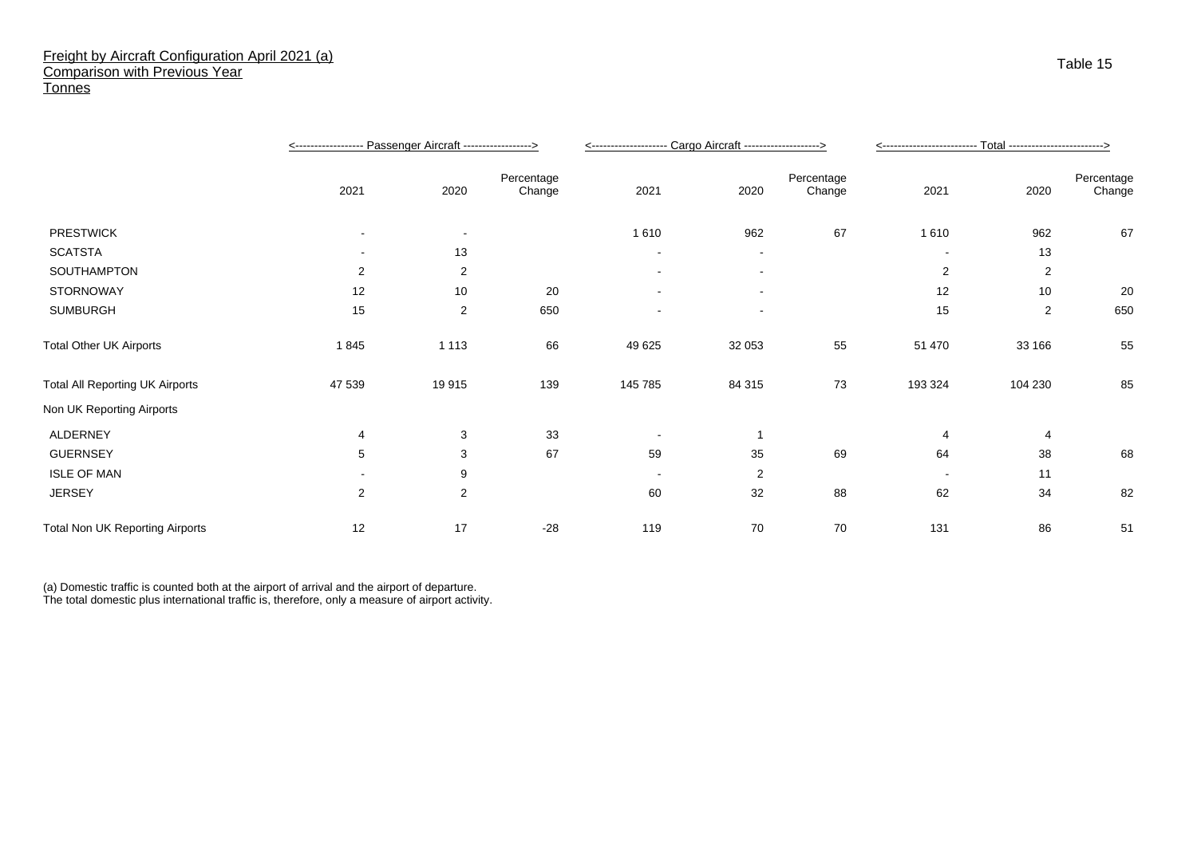Freight by Aircraft Configuration April 2021 (a)
Comparison with Previous Year
Tonnes

Table 15

| | Passenger Aircraft | | | Cargo Aircraft | | | Total | | |
|---|---|---|---|---|---|---|---|---|---|
| | 2021 | 2020 | Percentage Change | 2021 | 2020 | Percentage Change | 2021 | 2020 | Percentage Change |
| PRESTWICK | - | - | | 1 610 | 962 | 67 | 1 610 | 962 | 67 |
| SCATSTA | - | 13 | | - | - | | - | 13 | |
| SOUTHAMPTON | 2 | 2 | | - | - | | 2 | 2 | |
| STORNOWAY | 12 | 10 | 20 | - | - | | 12 | 10 | 20 |
| SUMBURGH | 15 | 2 | 650 | - | - | | 15 | 2 | 650 |
| Total Other UK Airports | 1 845 | 1 113 | 66 | 49 625 | 32 053 | 55 | 51 470 | 33 166 | 55 |
| Total All Reporting UK Airports | 47 539 | 19 915 | 139 | 145 785 | 84 315 | 73 | 193 324 | 104 230 | 85 |
| Non UK Reporting Airports | | | | | | | | | |
| ALDERNEY | 4 | 3 | 33 | - | 1 | | 4 | 4 | |
| GUERNSEY | 5 | 3 | 67 | 59 | 35 | 69 | 64 | 38 | 68 |
| ISLE OF MAN | - | 9 | | - | 2 | | - | 11 | |
| JERSEY | 2 | 2 | | 60 | 32 | 88 | 62 | 34 | 82 |
| Total Non UK Reporting Airports | 12 | 17 | -28 | 119 | 70 | 70 | 131 | 86 | 51 |

(a) Domestic traffic is counted both at the airport of arrival and the airport of departure.
The total domestic plus international traffic is, therefore, only a measure of airport activity.